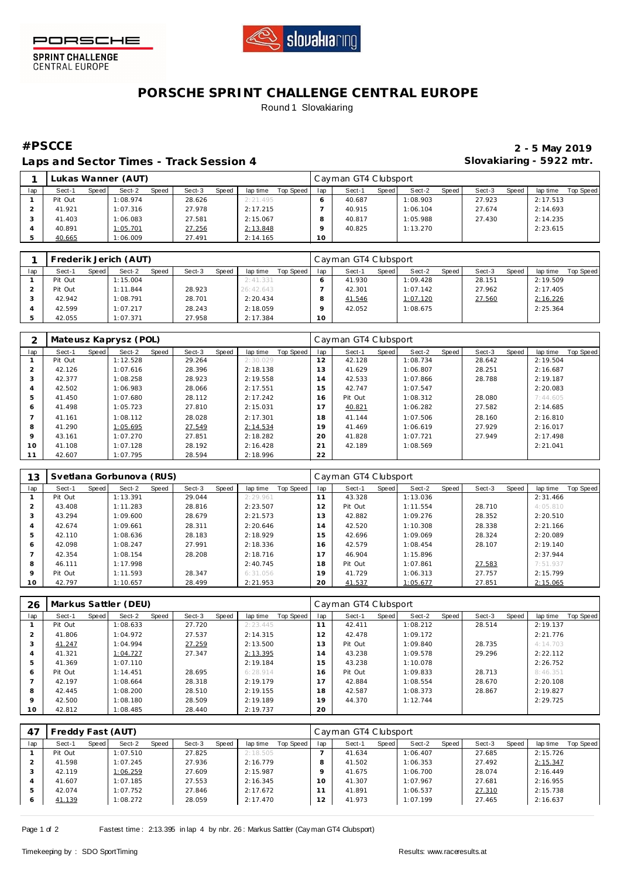PORSCHE SPRINT CHALLENGE CENTRAL EUROPE

# PORSCHE SPRINT CHALLENGE CENTRAL EUROPE

Round 1 Slovakiaring

## #PSCCE

## Laps and Sector Times - Track Session 4

**2 - 5 May 2019**

**Slovakiaring - 5922 mtr.**

| 1 | Lukas Wanner (AUT) | | | | | | | | Cayman GT4 Clubsport | | | | | | | | |
|---|---|---|---|---|---|---|---|---|---|---|---|---|---|---|---|---|---|
| lap | Sect-1 | Speed | Sect-2 | Speed | Sect-3 | Speed | lap time | Top Speed | lap | Sect-1 | Speed | Sect-2 | Speed | Sect-3 | Speed | lap time | Top Speed |
| 1 | Pit Out | | 1:08.974 | | 28.626 | | 2:21.495 | | 6 | 40.687 | | 1:08.903 | | 27.923 | | 2:17.513 | |
| 2 | 41.921 | | 1:07.316 | | 27.978 | | 2:17.215 | | 7 | 40.915 | | 1:06.104 | | 27.674 | | 2:14.693 | |
| 3 | 41.403 | | 1:06.083 | | 27.581 | | 2:15.067 | | 8 | 40.817 | | 1:05.988 | | 27.430 | | 2:14.235 | |
| 4 | 40.891 | | 1:05.701 | | 27.256 | | 2:13.848 | | 9 | 40.825 | | 1:13.270 | | | | 2:23.615 | |
| 5 | 40.665 | | 1:06.009 | | 27.491 | | 2:14.165 | | 10 | | | | | | | | |

| 1 | Frederik Jerich (AUT) | | | | | | | | Cayman GT4 Clubsport | | | | | | | | |
|---|---|---|---|---|---|---|---|---|---|---|---|---|---|---|---|---|---|
| lap | Sect-1 | Speed | Sect-2 | Speed | Sect-3 | Speed | lap time | Top Speed | lap | Sect-1 | Speed | Sect-2 | Speed | Sect-3 | Speed | lap time | Top Speed |
| 1 | Pit Out | | 1:15.004 | | | | 2:41.331 | | 6 | 41.930 | | 1:09.428 | | 28.151 | | 2:19.509 | |
| 2 | Pit Out | | 1:11.844 | | 28.923 | | 26:42.643 | | 7 | 42.301 | | 1:07.142 | | 27.962 | | 2:17.405 | |
| 3 | 42.942 | | 1:08.791 | | 28.701 | | 2:20.434 | | 8 | 41.546 | | 1:07.120 | | 27.560 | | 2:16.226 | |
| 4 | 42.599 | | 1:07.217 | | 28.243 | | 2:18.059 | | 9 | 42.052 | | 1:08.675 | | | | 2:25.364 | |
| 5 | 42.055 | | 1:07.371 | | 27.958 | | 2:17.384 | | 10 | | | | | | | | |

| 2 | Mateusz Kaprysz (POL) | | | | | | | | Cayman GT4 Clubsport | | | | | | | | |
|---|---|---|---|---|---|---|---|---|---|---|---|---|---|---|---|---|---|
| lap | Sect-1 | Speed | Sect-2 | Speed | Sect-3 | Speed | lap time | Top Speed | lap | Sect-1 | Speed | Sect-2 | Speed | Sect-3 | Speed | lap time | Top Speed |
| 1 | Pit Out | | 1:12.528 | | 29.264 | | 2:30.029 | | 12 | 42.128 | | 1:08.734 | | 28.642 | | 2:19.504 | |
| 2 | 42.126 | | 1:07.616 | | 28.396 | | 2:18.138 | | 13 | 41.629 | | 1:06.807 | | 28.251 | | 2:16.687 | |
| 3 | 42.377 | | 1:08.258 | | 28.923 | | 2:19.558 | | 14 | 42.533 | | 1:07.866 | | 28.788 | | 2:19.187 | |
| 4 | 42.502 | | 1:06.983 | | 28.066 | | 2:17.551 | | 15 | 42.747 | | 1:07.547 | | | | 2:20.083 | |
| 5 | 41.450 | | 1:07.680 | | 28.112 | | 2:17.242 | | 16 | Pit Out | | 1:08.312 | | 28.080 | | 7:44.605 | |
| 6 | 41.498 | | 1:05.723 | | 27.810 | | 2:15.031 | | 17 | 40.821 | | 1:06.282 | | 27.582 | | 2:14.685 | |
| 7 | 41.161 | | 1:08.112 | | 28.028 | | 2:17.301 | | 18 | 41.144 | | 1:07.506 | | 28.160 | | 2:16.810 | |
| 8 | 41.290 | | 1:05.695 | | 27.549 | | 2:14.534 | | 19 | 41.469 | | 1:06.619 | | 27.929 | | 2:16.017 | |
| 9 | 43.161 | | 1:07.270 | | 27.851 | | 2:18.282 | | 20 | 41.828 | | 1:07.721 | | 27.949 | | 2:17.498 | |
| 10 | 41.108 | | 1:07.128 | | 28.192 | | 2:16.428 | | 21 | 42.189 | | 1:08.569 | | | | 2:21.041 | |
| 11 | 42.607 | | 1:07.795 | | 28.594 | | 2:18.996 | | 22 | | | | | | | | |

| 13 | Svetlana Gorbunova (RUS) | | | | | | | | Cayman GT4 Clubsport | | | | | | | | |
|---|---|---|---|---|---|---|---|---|---|---|---|---|---|---|---|---|---|
| lap | Sect-1 | Speed | Sect-2 | Speed | Sect-3 | Speed | lap time | Top Speed | lap | Sect-1 | Speed | Sect-2 | Speed | Sect-3 | Speed | lap time | Top Speed |
| 1 | Pit Out | | 1:13.391 | | 29.044 | | 2:29.961 | | 11 | 43.328 | | 1:13.036 | | | | 2:31.466 | |
| 2 | 43.408 | | 1:11.283 | | 28.816 | | 2:23.507 | | 12 | Pit Out | | 1:11.554 | | 28.710 | | 4:05.810 | |
| 3 | 43.294 | | 1:09.600 | | 28.679 | | 2:21.573 | | 13 | 42.882 | | 1:09.276 | | 28.352 | | 2:20.510 | |
| 4 | 42.674 | | 1:09.661 | | 28.311 | | 2:20.646 | | 14 | 42.520 | | 1:10.308 | | 28.338 | | 2:21.166 | |
| 5 | 42.110 | | 1:08.636 | | 28.183 | | 2:18.929 | | 15 | 42.696 | | 1:09.069 | | 28.324 | | 2:20.089 | |
| 6 | 42.098 | | 1:08.247 | | 27.991 | | 2:18.336 | | 16 | 42.579 | | 1:08.454 | | 28.107 | | 2:19.140 | |
| 7 | 42.354 | | 1:08.154 | | 28.208 | | 2:18.716 | | 17 | 46.904 | | 1:15.896 | | | | 2:37.944 | |
| 8 | 46.111 | | 1:17.998 | | | | 2:40.745 | | 18 | Pit Out | | 1:07.861 | | 27.583 | | 7:51.937 | |
| 9 | Pit Out | | 1:11.593 | | 28.347 | | 6:31.056 | | 19 | 41.729 | | 1:06.313 | | 27.757 | | 2:15.799 | |
| 10 | 42.797 | | 1:10.657 | | 28.499 | | 2:21.953 | | 20 | 41.537 | | 1:05.677 | | 27.851 | | 2:15.065 | |

| 26 | Markus Sattler (DEU) | | | | | | | | Cayman GT4 Clubsport | | | | | | | | |
|---|---|---|---|---|---|---|---|---|---|---|---|---|---|---|---|---|---|
| lap | Sect-1 | Speed | Sect-2 | Speed | Sect-3 | Speed | lap time | Top Speed | lap | Sect-1 | Speed | Sect-2 | Speed | Sect-3 | Speed | lap time | Top Speed |
| 1 | Pit Out | | 1:08.633 | | 27.720 | | 2:23.445 | | 11 | 42.411 | | 1:08.212 | | 28.514 | | 2:19.137 | |
| 2 | 41.806 | | 1:04.972 | | 27.537 | | 2:14.315 | | 12 | 42.478 | | 1:09.172 | | | | 2:21.776 | |
| 3 | 41.247 | | 1:04.994 | | 27.259 | | 2:13.500 | | 13 | Pit Out | | 1:09.840 | | 28.735 | | 4:14.703 | |
| 4 | 41.321 | | 1:04.727 | | 27.347 | | 2:13.395 | | 14 | 43.238 | | 1:09.578 | | 29.296 | | 2:22.112 | |
| 5 | 41.369 | | 1:07.110 | | | | 2:19.184 | | 15 | 43.238 | | 1:10.078 | | | | 2:26.752 | |
| 6 | Pit Out | | 1:14.451 | | 28.695 | | 6:28.914 | | 16 | Pit Out | | 1:09.833 | | 28.713 | | 8:46.351 | |
| 7 | 42.197 | | 1:08.664 | | 28.318 | | 2:19.179 | | 17 | 42.884 | | 1:08.554 | | 28.670 | | 2:20.108 | |
| 8 | 42.445 | | 1:08.200 | | 28.510 | | 2:19.155 | | 18 | 42.587 | | 1:08.373 | | 28.867 | | 2:19.827 | |
| 9 | 42.500 | | 1:08.180 | | 28.509 | | 2:19.189 | | 19 | 44.370 | | 1:12.744 | | | | 2:29.725 | |
| 10 | 42.812 | | 1:08.485 | | 28.440 | | 2:19.737 | | 20 | | | | | | | | |

| 47 | Freddy Fast (AUT) | | | | | | | | Cayman GT4 Clubsport | | | | | | | | |
|---|---|---|---|---|---|---|---|---|---|---|---|---|---|---|---|---|---|
| lap | Sect-1 | Speed | Sect-2 | Speed | Sect-3 | Speed | lap time | Top Speed | lap | Sect-1 | Speed | Sect-2 | Speed | Sect-3 | Speed | lap time | Top Speed |
| 1 | Pit Out | | 1:07.510 | | 27.825 | | 2:18.505 | | 7 | 41.634 | | 1:06.407 | | 27.685 | | 2:15.726 | |
| 2 | 41.598 | | 1:07.245 | | 27.936 | | 2:16.779 | | 8 | 41.502 | | 1:06.353 | | 27.492 | | 2:15.347 | |
| 3 | 42.119 | | 1:06.259 | | 27.609 | | 2:15.987 | | 9 | 41.675 | | 1:06.700 | | 28.074 | | 2:16.449 | |
| 4 | 41.607 | | 1:07.185 | | 27.553 | | 2:16.345 | | 10 | 41.307 | | 1:07.967 | | 27.681 | | 2:16.955 | |
| 5 | 42.074 | | 1:07.752 | | 27.846 | | 2:17.672 | | 11 | 41.891 | | 1:06.537 | | 27.310 | | 2:15.738 | |
| 6 | 41.139 | | 1:08.272 | | 28.059 | | 2:17.470 | | 12 | 41.973 | | 1:07.199 | | 27.465 | | 2:16.637 | |

Fastest time : 2:13.395 in lap 4 by nbr. 26 : Markus Sattler (Cayman GT4 Clubsport)

Timekeeping by : SDO SportTiming

Results: www.raceresults.at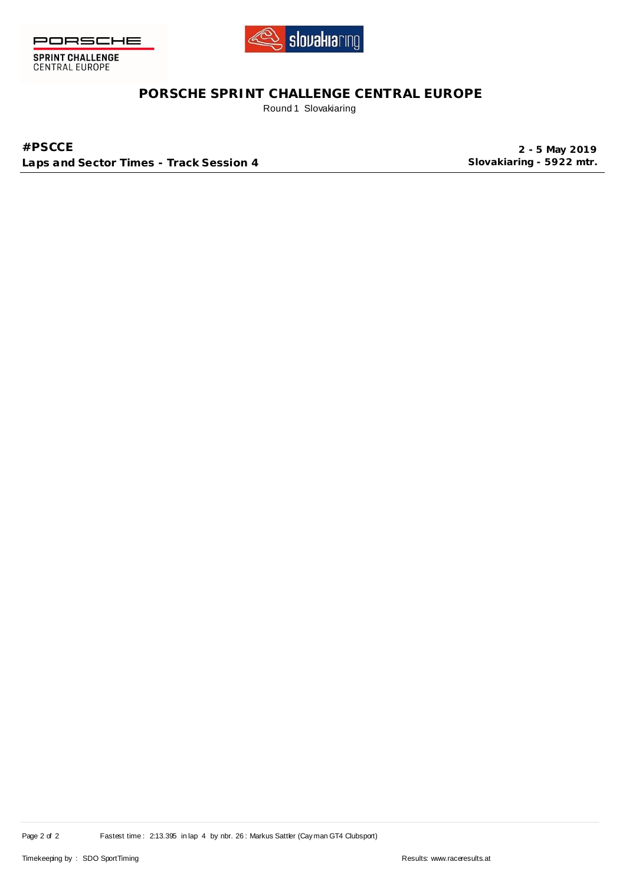# PORSCHE SPRINT CHALLENGE CENTRAL EUROPE

Round 1 Slovakiaring

**#PSCCE**

**Laps and Sector Times - Track Session 4**

**2 - 5 May 2019**

**Slovakiaring - 5922 mtr.**

Fastest time : 2:13.395 in lap 4 by nbr. 26 : Markus Sattler (Cayman GT4 Clubsport)

Timekeeping by : SDO SportTiming

Results: www.raceresults.at